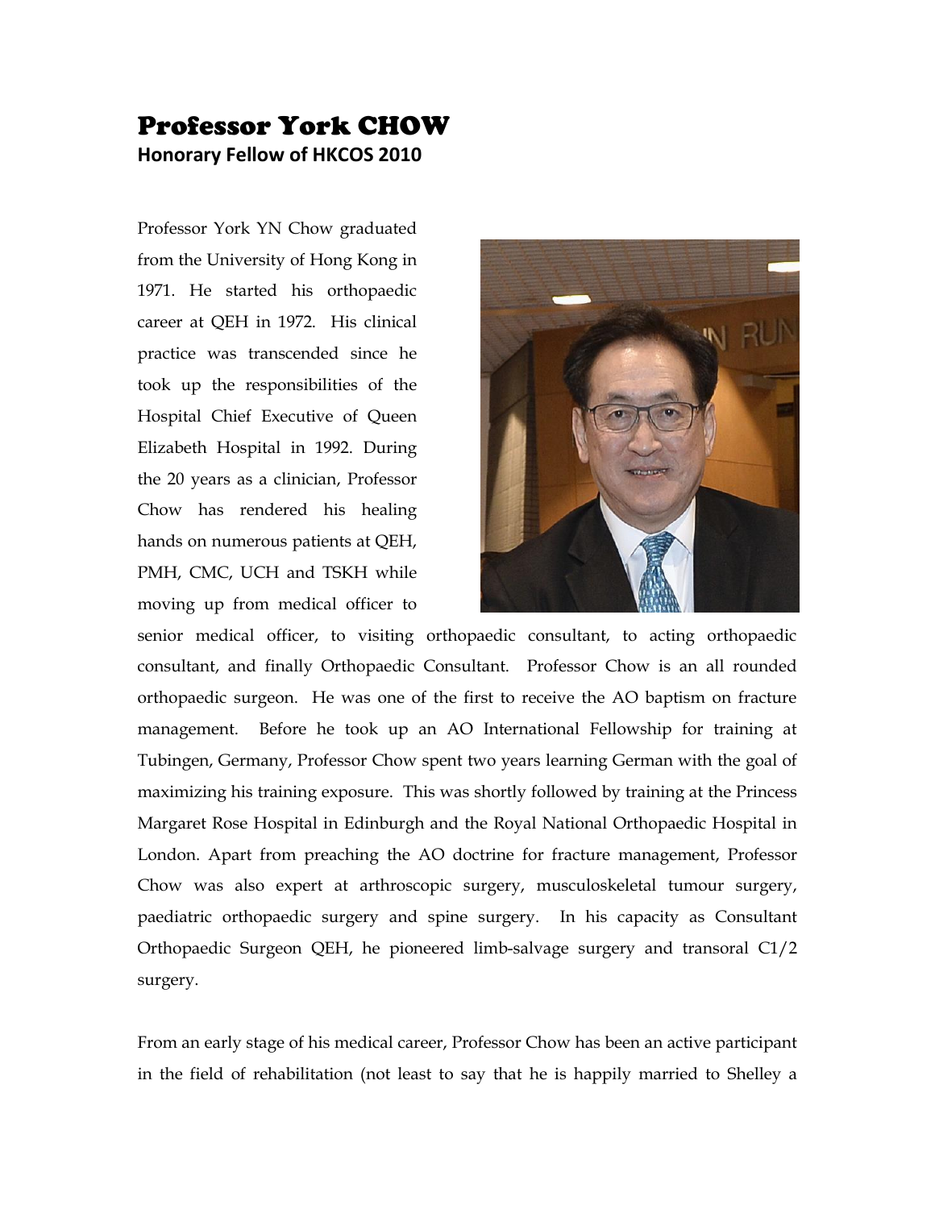# Professor York CHOW

**Honorary Fellow of HKCOS 2010**

Professor York YN Chow graduated from the University of Hong Kong in 1971. He started his orthopaedic career at QEH in 1972. His clinical practice was transcended since he took up the responsibilities of the Hospital Chief Executive of Queen Elizabeth Hospital in 1992. During the 20 years as a clinician, Professor Chow has rendered his healing hands on numerous patients at QEH, PMH, CMC, UCH and TSKH while moving up from medical officer to senior medical officer, to visiting orthopaedic consultant, to acting orthopaedic consultant, and finally Orthopaedic Consultant. Professor Chow is an all rounded orthopaedic surgeon. He was one of the first to receive the AO baptism on fracture management. Before he took up an AO International Fellowship for training at Tubingen, Germany, Professor Chow spent two years learning German with the goal of maximizing his training exposure. This was shortly followed by training at the Princess Margaret Rose Hospital in Edinburgh and the Royal National Orthopaedic Hospital in London. Apart from preaching the AO doctrine for fracture management, Professor Chow was also expert at arthroscopic surgery, musculoskeletal tumour surgery, paediatric orthopaedic surgery and spine surgery. In his capacity as Consultant Orthopaedic Surgeon QEH, he pioneered limb-salvage surgery and transoral C1/2 surgery.

From an early stage of his medical career, Professor Chow has been an active participant in the field of rehabilitation (not least to say that he is happily married to Shelley a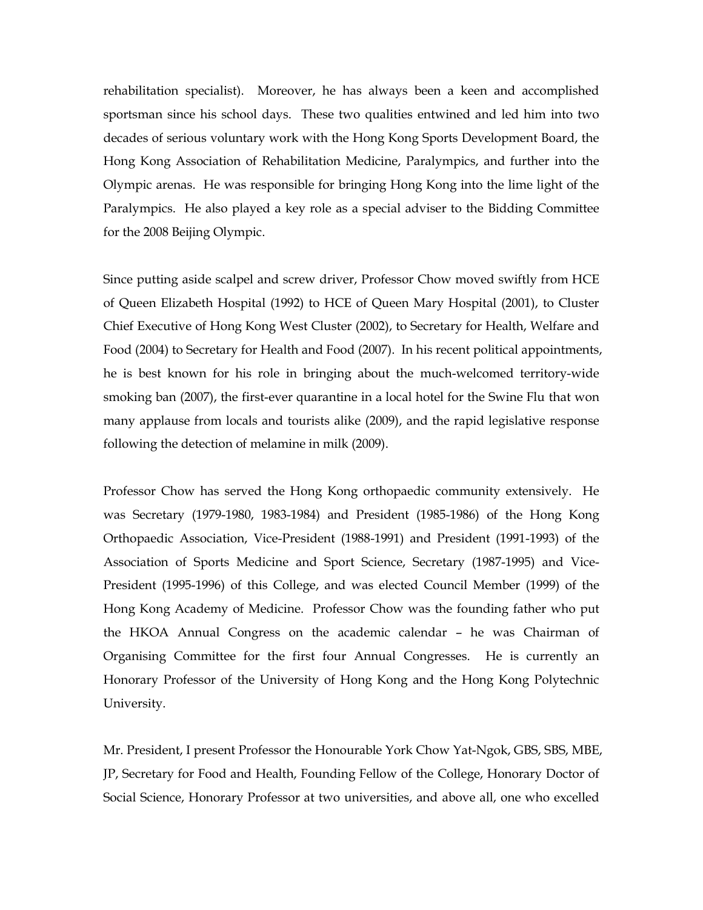rehabilitation specialist). Moreover, he has always been a keen and accomplished sportsman since his school days. These two qualities entwined and led him into two decades of serious voluntary work with the Hong Kong Sports Development Board, the Hong Kong Association of Rehabilitation Medicine, Paralympics, and further into the Olympic arenas. He was responsible for bringing Hong Kong into the lime light of the Paralympics. He also played a key role as a special adviser to the Bidding Committee for the 2008 Beijing Olympic.

Since putting aside scalpel and screw driver, Professor Chow moved swiftly from HCE of Queen Elizabeth Hospital (1992) to HCE of Queen Mary Hospital (2001), to Cluster Chief Executive of Hong Kong West Cluster (2002), to Secretary for Health, Welfare and Food (2004) to Secretary for Health and Food (2007). In his recent political appointments, he is best known for his role in bringing about the much-welcomed territory-wide smoking ban (2007), the first-ever quarantine in a local hotel for the Swine Flu that won many applause from locals and tourists alike (2009), and the rapid legislative response following the detection of melamine in milk (2009).

Professor Chow has served the Hong Kong orthopaedic community extensively. He was Secretary (1979-1980, 1983-1984) and President (1985-1986) of the Hong Kong Orthopaedic Association, Vice-President (1988-1991) and President (1991-1993) of the Association of Sports Medicine and Sport Science, Secretary (1987-1995) and Vice-President (1995-1996) of this College, and was elected Council Member (1999) of the Hong Kong Academy of Medicine. Professor Chow was the founding father who put the HKOA Annual Congress on the academic calendar – he was Chairman of Organising Committee for the first four Annual Congresses. He is currently an Honorary Professor of the University of Hong Kong and the Hong Kong Polytechnic University.

Mr. President, I present Professor the Honourable York Chow Yat-Ngok, GBS, SBS, MBE, JP, Secretary for Food and Health, Founding Fellow of the College, Honorary Doctor of Social Science, Honorary Professor at two universities, and above all, one who excelled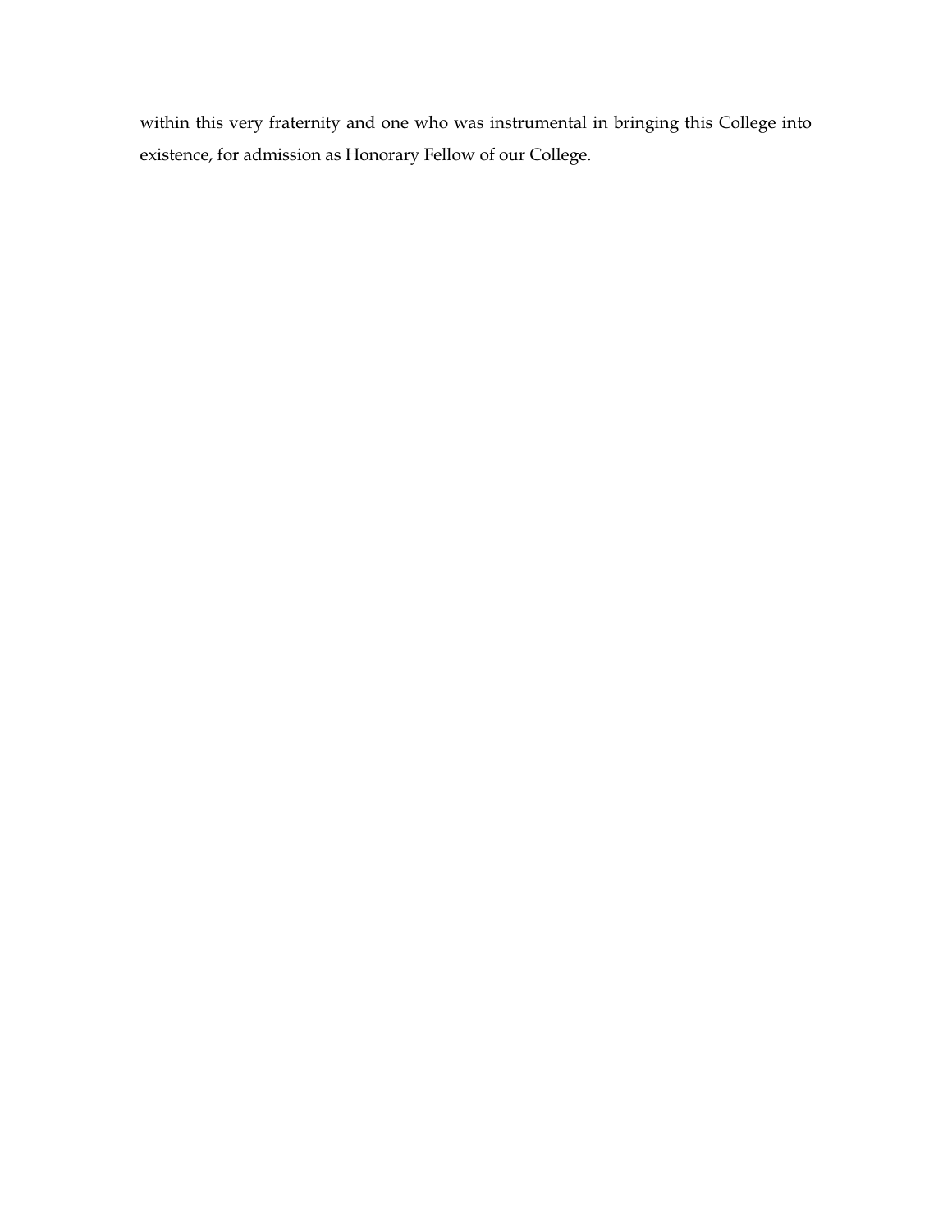within this very fraternity and one who was instrumental in bringing this College into existence, for admission as Honorary Fellow of our College.